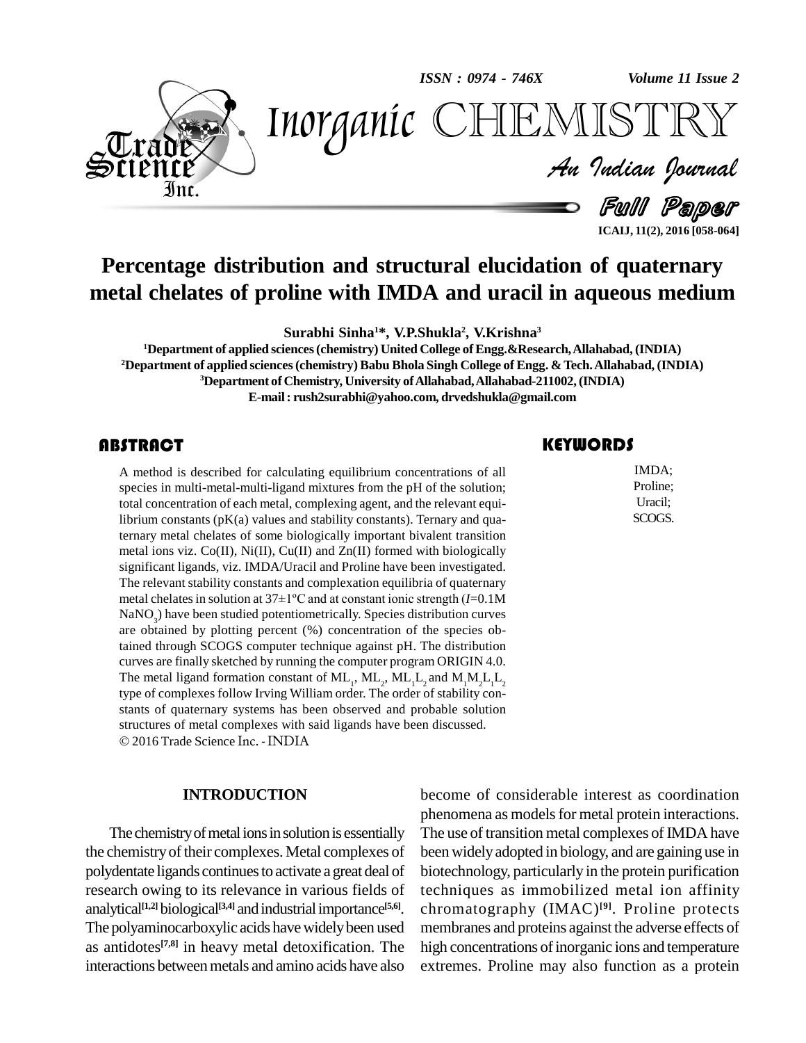# Percentage distribution and structural elucidation of quaternary metal chelates of proline with IMDA and uracil in aqueous medium

**Surabhi Sinha[1]*, V.P.Shukla[2], V.Krishna[3]**

[1]Department of applied sciences (chemistry) United College of Engg.&Research, Allahabad, (INDIA)
[2]Department of applied sciences (chemistry) Babu Bhola Singh College of Engg. & Tech. Allahabad, (INDIA)
[3]Department of Chemistry, University of Allahabad, Allahabad-211002, (INDIA)
E-mail : rush2surabhi@yahoo.com, drvedshukla@gmail.com

## ABSTRACT

A method is described for calculating equilibrium concentrations of all species in multi-metal-multi-ligand mixtures from the pH of the solution; total concentration of each metal, complexing agent, and the relevant equilibrium constants (pK(a) values and stability constants). Ternary and quaternary metal chelates of some biologically important bivalent transition metal ions viz. Co(II), Ni(II), Cu(II) and Zn(II) formed with biologically significant ligands, viz. IMDA/Uracil and Proline have been investigated. The relevant stability constants and complexation equilibria of quaternary metal chelates in solution at 37±1ºC and at constant ionic strength ($I$=0.1M $NaNO_3$) have been studied potentiometrically. Species distribution curves are obtained by plotting percent (%) concentration of the species obtained through SCOGS computer technique against pH. The distribution curves are finally sketched by running the computer program ORIGIN 4.0. The metal ligand formation constant of $ML_1$, $ML_2$, $ML_1L_2$ and $M_1M_2L_1L_2$ type of complexes follow Irving William order. The order of stability constants of quaternary systems has been observed and probable solution structures of metal complexes with said ligands have been discussed.

© 2016 Trade Science Inc. - INDIA

## KEYWORDS

IMDA;
Proline;
Uracil;
SCOGS.

## INTRODUCTION

The chemistry of metal ions in solution is essentially the chemistry of their complexes. Metal complexes of polydentate ligands continues to activate a great deal of research owing to its relevance in various fields of analytical[1,2] biological[3,4] and industrial importance[5,6]. The polyaminocarboxylic acids have widely been used as antidotes[7,8] in heavy metal detoxification. The interactions between metals and amino acids have also become of considerable interest as coordination phenomena as models for metal protein interactions. The use of transition metal complexes of IMDA have been widely adopted in biology, and are gaining use in biotechnology, particularly in the protein purification techniques as immobilized metal ion affinity chromatography (IMAC)[9]. Proline protects membranes and proteins against the adverse effects of high concentrations of inorganic ions and temperature extremes. Proline may also function as a protein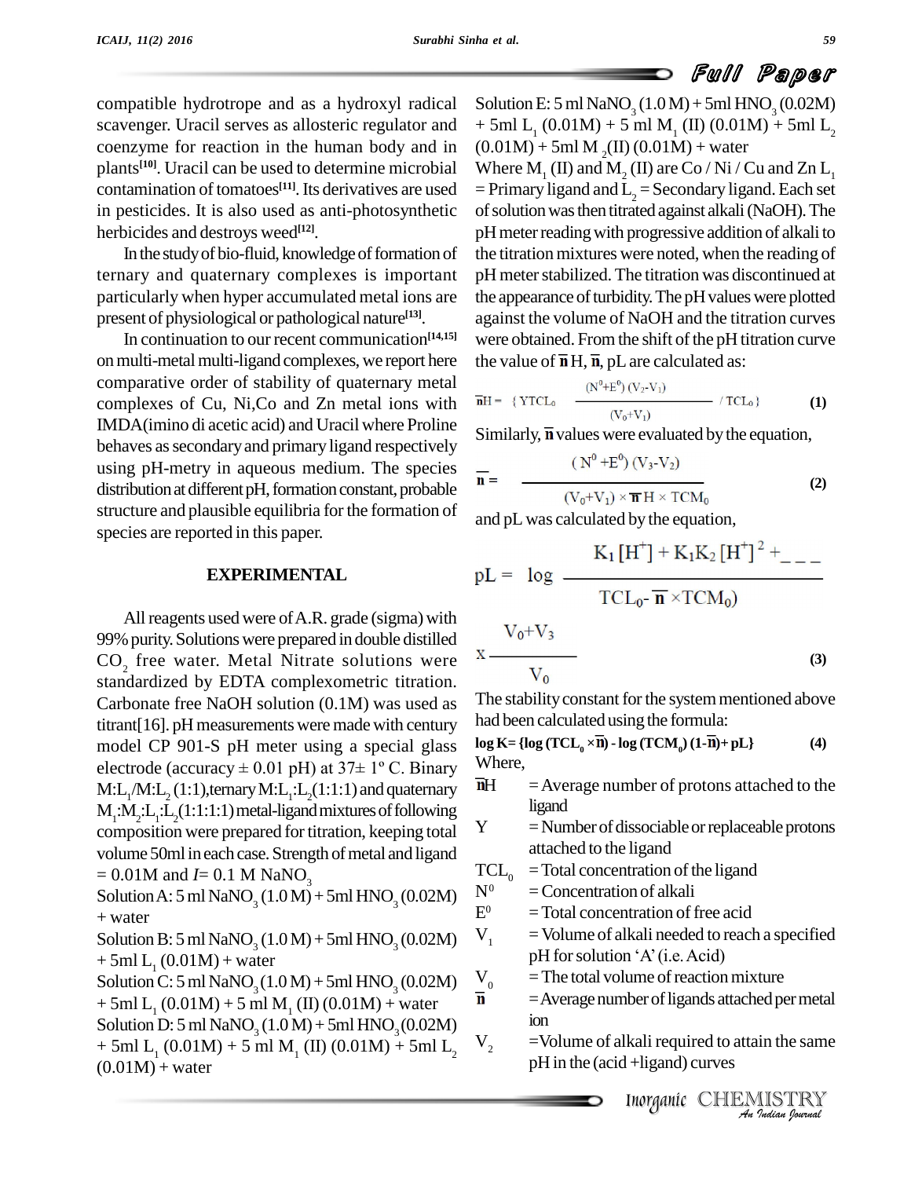compatible hydrotrope and as a hydroxyl radical scavenger. Uracil serves as allosteric regulator and coenzyme for reaction in the human body and in plants[10]. Uracil can be used to determine microbial contamination of tomatoes[11]. Its derivatives are used in pesticides. It is also used as anti-photosynthetic herbicides and destroys weed[12].

In the study of bio-fluid, knowledge of formation of ternary and quaternary complexes is important particularly when hyper accumulated metal ions are present of physiological or pathological nature[13].

In continuation to our recent communication[14,15] on multi-metal multi-ligand complexes, we report here comparative order of stability of quaternary metal complexes of Cu, Ni,Co and Zn metal ions with IMDA(imino di acetic acid) and Uracil where Proline behaves as secondary and primary ligand respectively using pH-metry in aqueous medium. The species distribution at different pH, formation constant, probable structure and plausible equilibria for the formation of species are reported in this paper.

## EXPERIMENTAL

All reagents used were of A.R. grade (sigma) with 99% purity. Solutions were prepared in double distilled $CO_2$ free water. Metal Nitrate solutions were standardized by EDTA complexometric titration. Carbonate free NaOH solution (0.1M) was used as titrant[16]. pH measurements were made with century model CP 901-S pH meter using a special glass electrode (accuracy ± 0.01 pH) at 37± 1º C. Binary $M:L_1/M:L_2$ (1:1),ternary $M:L_1:L_2$(1:1:1) and quaternary $M_1:M_2:L_1:L_2$(1:1:1:1) metal-ligand mixtures of following composition were prepared for titration, keeping total volume 50ml in each case. Strength of metal and ligand = 0.01M and $I$= 0.1 M $NaNO_3$

Solution A: 5 ml $NaNO_3$ (1.0 M) + 5ml $HNO_3$ (0.02M) + water

Solution B: 5 ml $NaNO_3$ (1.0 M) + 5ml $HNO_3$ (0.02M) + 5ml $L_1$ (0.01M) + water

Solution C: 5 ml $NaNO_3$ (1.0 M) + 5ml $HNO_3$ (0.02M) + 5ml $L_1$ (0.01M) + 5 ml $M_1$ (II) (0.01M) + water

Solution D: 5 ml $NaNO_3$ (1.0 M) + 5ml $HNO_3$ (0.02M) + 5ml $L_1$ (0.01M) + 5 ml $M_1$ (II) (0.01M) + 5ml $L_2$ (0.01M) + water

Solution E: 5 ml $NaNO_3$ (1.0 M) + 5ml $HNO_3$ (0.02M) + 5ml $L_1$ (0.01M) + 5 ml $M_1$ (II) (0.01M) + 5ml $L_2$ (0.01M) + 5ml $M_2$(II) (0.01M) + water

Where $M_1$ (II) and $M_2$ (II) are Co / Ni / Cu and Zn $L_1$ = Primary ligand and $L_2$ = Secondary ligand. Each set of solution was then titrated against alkali (NaOH). The pH meter reading with progressive addition of alkali to the titration mixtures were noted, when the reading of pH meter stabilized. The titration was discontinued at the appearance of turbidity. The pH values were plotted against the volume of NaOH and the titration curves were obtained. From the shift of the pH titration curve the value of $\bar{n}$H, $\bar{n}$, pL are calculated as:

$$\bar{n}H = \{YTCL_0 \quad \frac{(N^0+E^0)(V_2-V_1)}{(V_0+V_1)} \quad / TCL_0\} \tag{1}$$

Similarly, $\bar{n}$ values were evaluated by the equation,

$$\bar{n} = \frac{(N^0+E^0)(V_3-V_2)}{(V_0+V_1) \times \bar{n}H \times TCM_0} \tag{2}$$

and pL was calculated by the equation,

$$pL = \log \frac{K_1[H^+] + K_1K_2[H^+]^2 + \_\_\_}{TCL_0 - \bar{n} \times TCM_0)} \times \frac{V_0+V_3}{V_0} \tag{3}$$

The stability constant for the system mentioned above had been calculated using the formula:

$$\log K = \{\log (TCL_0 \times \bar{n}) - \log (TCM_0)(1-\bar{n}) + pL\} \tag{4}$$

Where,

- $\bar{n}H$ = Average number of protons attached to the ligand
- Y = Number of dissociable or replaceable protons attached to the ligand
- $TCL_0$ = Total concentration of the ligand
- $N^0$ = Concentration of alkali
- $E^0$ = Total concentration of free acid
- $V_1$ = Volume of alkali needed to reach a specified pH for solution 'A' (i.e. Acid)
- $V_0$ = The total volume of reaction mixture
- $\bar{n}$ = Average number of ligands attached per metal ion
- $V_2$ =Volume of alkali required to attain the same pH in the (acid +ligand) curves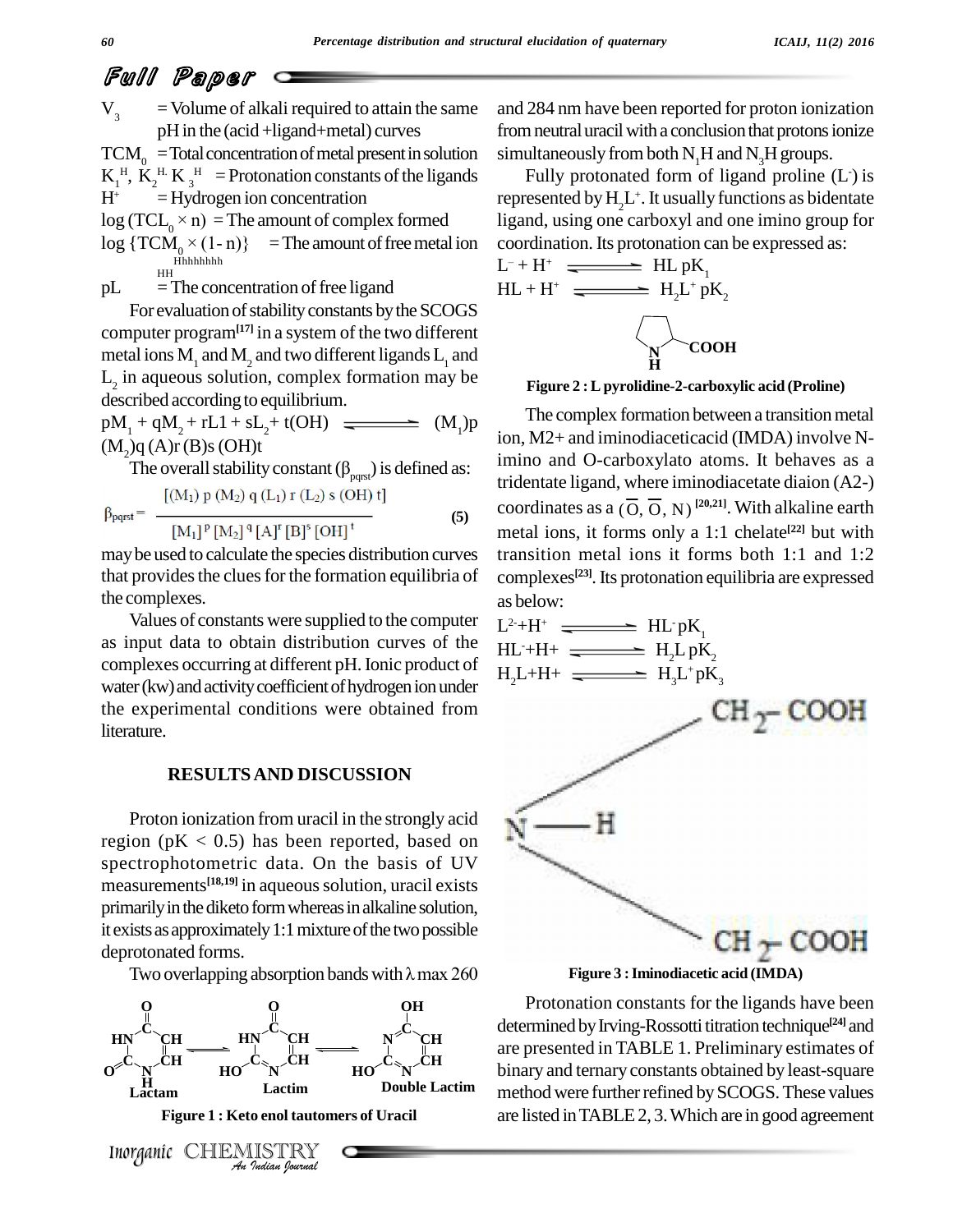$V_3$ = Volume of alkali required to attain the same pH in the (acid +ligand+metal) curves

$TCM_0$ = Total concentration of metal present in solution

$K_1^H$, $K_2^H$, $K_3^H$ = Protonation constants of the ligands

$H^+$ = Hydrogen ion concentration

$\log (TCL_0 \times n)$ = The amount of complex formed

$\log \{TCM_0 \times (1-n)\}$ = The amount of free metal ion

pL = The concentration of free ligand

For evaluation of stability constants by the SCOGS computer program[17] in a system of the two different metal ions $M_1$ and $M_2$ and two different ligands $L_1$ and $L_2$ in aqueous solution, complex formation may be described according to equilibrium.

$$pM_1 + qM_2 + rL1 + sL_2 + t(OH) \rightleftharpoons (M_1)p(M_2)q(A)r(B)s(OH)t$$

The overall stability constant ($\beta_{pqrst}$) is defined as:

$$\beta_{pqrst} = \frac{[(M_1)\,p\,(M_2)\,q\,(L_1)\,r\,(L_2)\,s\,(OH)\,t]}{[M_1]^p\,[M_2]^q\,[A]^r\,[B]^s\,[OH]^t} \qquad (5)$$

may be used to calculate the species distribution curves that provides the clues for the formation equilibria of the complexes.

Values of constants were supplied to the computer as input data to obtain distribution curves of the complexes occurring at different pH. Ionic product of water (kw) and activity coefficient of hydrogen ion under the experimental conditions were obtained from literature.

## RESULTS AND DISCUSSION

Proton ionization from uracil in the strongly acid region (pK < 0.5) has been reported, based on spectrophotometric data. On the basis of UV measurements[18,19] in aqueous solution, uracil exists primarily in the diketo form whereas in alkaline solution, it exists as approximately 1:1 mixture of the two possible deprotonated forms.

Two overlapping absorption bands with λ max 260 and 284 nm have been reported for proton ionization from neutral uracil with a conclusion that protons ionize simultaneously from both $N_1H$ and $N_3H$ groups.

Lactam ⇌ Lactim ⇌ Double Lactim

Figure 1 : Keto enol tautomers of Uracil

Fully protonated form of ligand proline ($L^-$) is represented by $H_2L^+$. It usually functions as bidentate ligand, using one carboxyl and one imino group for coordination. Its protonation can be expressed as:

$$L^- + H^+ \rightleftharpoons HL \;\; pK_1$$

$$HL + H^+ \rightleftharpoons H_2L^+ \;\; pK_2$$

Figure 2 : L pyrolidine-2-carboxylic acid (Proline)

The complex formation between a transition metal ion, M2+ and iminodiaceticacid (IMDA) involve N-imino and O-carboxylato atoms. It behaves as a tridentate ligand, where iminodiacetate diaion (A2-) coordinates as a ($\overline{O}$, $\overline{O}$, N) [20,21]. With alkaline earth metal ions, it forms only a 1:1 chelate[22] but with transition metal ions it forms both 1:1 and 1:2 complexes[23]. Its protonation equilibria are expressed as below:

$$L^{2-} + H^+ \rightleftharpoons HL^- \;\; pK_1$$

$$HL^- + H^+ \rightleftharpoons H_2L \;\; pK_2$$

$$H_2L + H^+ \rightleftharpoons H_3L^+ \;\; pK_3$$

Figure 3 : Iminodiacetic acid (IMDA)

Protonation constants for the ligands have been determined by Irving-Rossotti titration technique[24] and are presented in TABLE 1. Preliminary estimates of binary and ternary constants obtained by least-square method were further refined by SCOGS. These values are listed in TABLE 2, 3. Which are in good agreement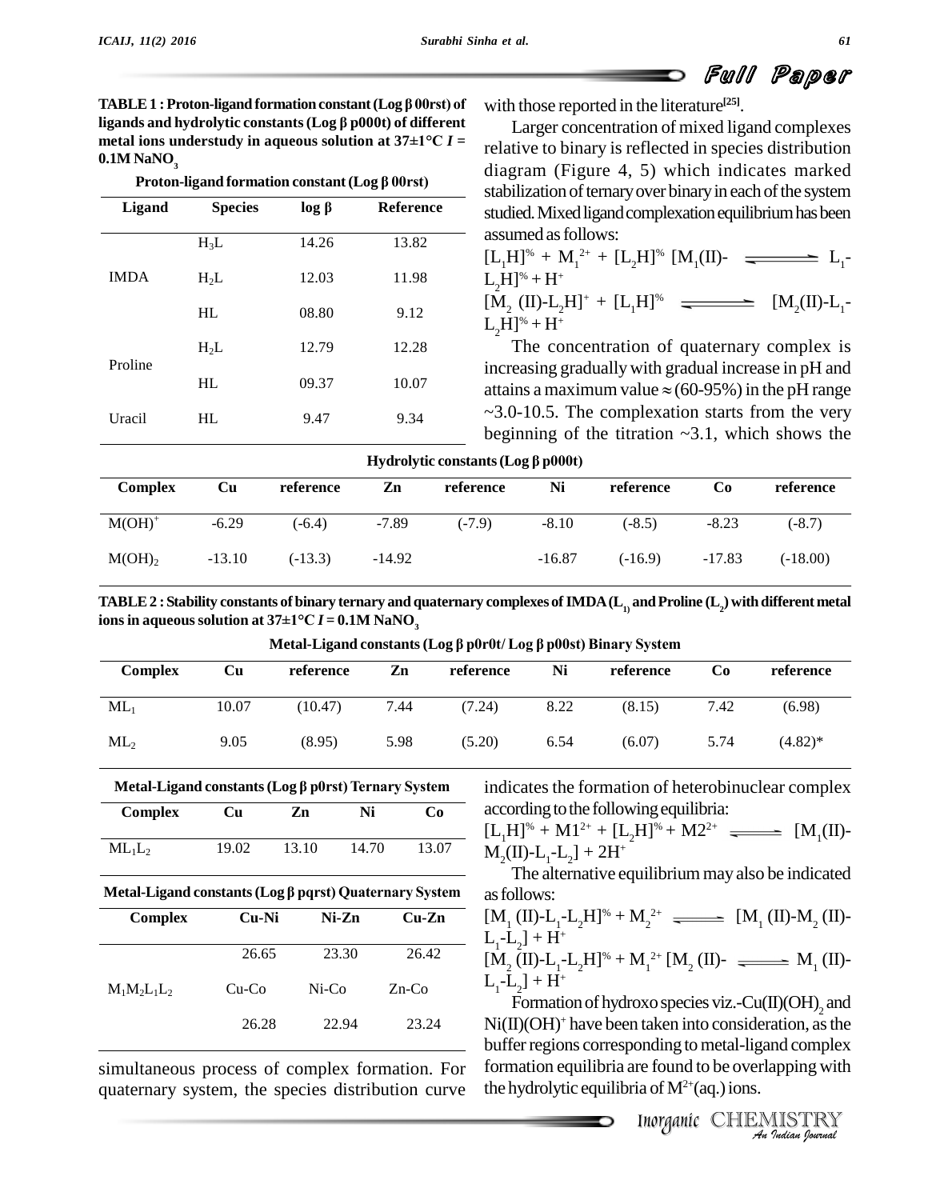**TABLE 1 : Proton-ligand formation constant (Log β 00rst) of ligands and hydrolytic constants (Log β p000t) of different metal ions understudy in aqueous solution at 37±1°C *I* = 0.1M $NaNO_3$**

| Proton-ligand formation constant (Log β 00rst) | | | |
|---|---|---|---|
| Ligand | Species | log β | Reference |
| | $H_3L$ | 14.26 | 13.82 |
| IMDA | $H_2L$ | 12.03 | 11.98 |
| | HL | 08.80 | 9.12 |
| Proline | $H_2L$ | 12.79 | 12.28 |
| | HL | 09.37 | 10.07 |
| Uracil | HL | 9.47 | 9.34 |

| Hydrolytic constants (Log β p000t) | | | | | | | | |
|---|---|---|---|---|---|---|---|---|
| Complex | Cu | reference | Zn | reference | Ni | reference | Co | reference |
| $M(OH)^+$ | -6.29 | (-6.4) | -7.89 | (-7.9) | -8.10 | (-8.5) | -8.23 | (-8.7) |
| $M(OH)_2$ | -13.10 | (-13.3) | -14.92 | | -16.87 | (-16.9) | -17.83 | (-18.00) |

**TABLE 2 : Stability constants of binary ternary and quaternary complexes of IMDA ($L_1$) and Proline ($L_2$) with different metal ions in aqueous solution at 37±1°C *I* = 0.1M $NaNO_3$**

| Metal-Ligand constants (Log β p0r0t/ Log β p00st) Binary System | | | | | | | | |
|---|---|---|---|---|---|---|---|---|
| Complex | Cu | reference | Zn | reference | Ni | reference | Co | reference |
| $ML_1$ | 10.07 | (10.47) | 7.44 | (7.24) | 8.22 | (8.15) | 7.42 | (6.98) |
| $ML_2$ | 9.05 | (8.95) | 5.98 | (5.20) | 6.54 | (6.07) | 5.74 | (4.82)* |

| Metal-Ligand constants (Log β p0rst) Ternary System | | | | |
|---|---|---|---|---|
| Complex | Cu | Zn | Ni | Co |
| $ML_1L_2$ | 19.02 | 13.10 | 14.70 | 13.07 |

| Metal-Ligand constants (Log β pqrst) Quaternary System | | | |
|---|---|---|---|
| Complex | Cu-Ni | Ni-Zn | Cu-Zn |
| | 26.65 | 23.30 | 26.42 |
| $M_1M_2L_1L_2$ | Cu-Co | Ni-Co | Zn-Co |
| | 26.28 | 22.94 | 23.24 |

with those reported in the literature[25].

Larger concentration of mixed ligand complexes relative to binary is reflected in species distribution diagram (Figure 4, 5) which indicates marked stabilization of ternary over binary in each of the system studied. Mixed ligand complexation equilibrium has been assumed as follows:

$[L_1H]^{\%} + M_1^{2+} + [L_2H]^{\%}$ $\rightleftharpoons$ $[M_1(II)-L_1-L_2H]^{\%} + H^+$

$[M_2(II)-L_2H]^+ + [L_1H]^{\%}$ $\rightleftharpoons$ $[M_2(II)-L_1-L_2H]^{\%} + H^+$

The concentration of quaternary complex is increasing gradually with gradual increase in pH and attains a maximum value ≈ (60-95%) in the pH range ~3.0-10.5. The complexation starts from the very beginning of the titration ~3.1, which shows the simultaneous process of complex formation. For quaternary system, the species distribution curve indicates the formation of heterobinuclear complex according to the following equilibria:

$[L_1H]^{\%} + M1^{2+} + [L_2H]^{\%} + M2^{2+}$ $\rightleftharpoons$ $[M_1(II)-M_2(II)-L_1-L_2] + 2H^+$

The alternative equilibrium may also be indicated as follows:

$[M_1(II)-L_1-L_2H]^{\%} + M_2^{2+}$ $\rightleftharpoons$ $[M_1(II)-M_2(II)-L_1-L_2] + H^+$

$[M_2(II)-L_1-L_2H]^{\%} + M_1^{2+}$ $\rightleftharpoons$ $[M_2(II)-M_1(II)-L_1-L_2] + H^+$

Formation of hydroxo species viz.-$Cu(II)(OH)_2$ and $Ni(II)(OH)^+$ have been taken into consideration, as the buffer regions corresponding to metal-ligand complex formation equilibria are found to be overlapping with the hydrolytic equilibria of $M^{2+}$(aq.) ions.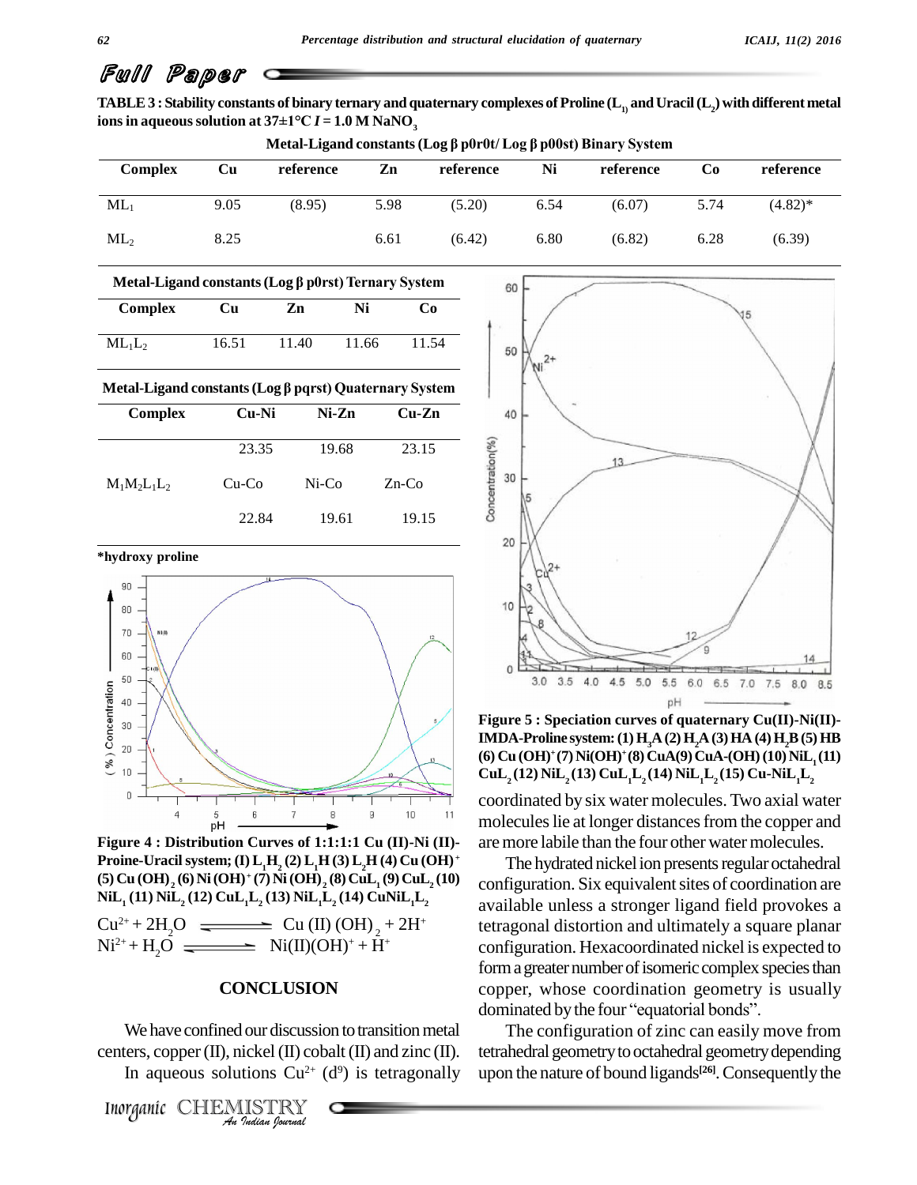## Full Paper

**TABLE 3 : Stability constants of binary ternary and quaternary complexes of Proline ($L_1$) and Uracil ($L_2$) with different metal ions in aqueous solution at 37±1°C *I* = 1.0 M $NaNO_3$**

**Metal-Ligand constants (Log β p0r0t/ Log β p00st) Binary System**

| Complex | Cu | reference | Zn | reference | Ni | reference | Co | reference |
|---|---|---|---|---|---|---|---|---|
| $ML_1$ | 9.05 | (8.95) | 5.98 | (5.20) | 6.54 | (6.07) | 5.74 | (4.82)* |
| $ML_2$ | 8.25 | | 6.61 | (6.42) | 6.80 | (6.82) | 6.28 | (6.39) |

**Metal-Ligand constants (Log β p0rst) Ternary System**

| Complex | Cu | Zn | Ni | Co |
|---|---|---|---|---|
| $ML_1L_2$ | 16.51 | 11.40 | 11.66 | 11.54 |

**Metal-Ligand constants (Log β pqrst) Quaternary System**

| Complex | Cu-Ni | Ni-Zn | Cu-Zn |
|---|---|---|---|
| | 23.35 | 19.68 | 23.15 |
| $M_1M_2L_1L_2$ | Cu-Co | Ni-Co | Zn-Co |
| | 22.84 | 19.61 | 19.15 |

*hydroxy proline

**Figure 4 : Distribution Curves of 1:1:1:1 Cu (II)-Ni (II)-Proine-Uracil system; (I) $L_1H_2$ (2) $L_1H$ (3) $L_2H$ (4) Cu $(OH)^+$ (5) Cu $(OH)_2$ (6) Ni $(OH)^+$ (7) Ni $(OH)_2$ (8) $CuL_1$ (9) $CuL_2$ (10) $NiL_1$ (11) $NiL_2$ (12) $CuL_1L_2$ (13) $NiL_1L_2$ (14) $CuNiL_1L_2$**

$$Cu^{2+} + 2H_2O \rightleftharpoons Cu\,(II)\,(OH)_2 + 2H^+$$

$$Ni^{2+} + H_2O \rightleftharpoons Ni(II)(OH)^+ + H^+$$

**Figure 5 : Speciation curves of quaternary Cu(II)-Ni(II)-IMDA-Proline system: (1) $H_3A$ (2) $H_2A$ (3) HA (4) $H_2B$ (5) HB (6) Cu $(OH)^+$ (7) $Ni(OH)^+$ (8) CuA (9) CuA-(OH) (10) $NiL_1$ (11) $CuL_2$ (12) $NiL_2$ (13) $CuL_1L_2$ (14) $NiL_1L_2$ (15) Cu-$NiL_1L_2$**

## CONCLUSION

We have confined our discussion to transition metal centers, copper (II), nickel (II) cobalt (II) and zinc (II).

In aqueous solutions $Cu^{2+}$ ($d^9$) is tetragonally coordinated by six water molecules. Two axial water molecules lie at longer distances from the copper and are more labile than the four other water molecules.

The hydrated nickel ion presents regular octahedral configuration. Six equivalent sites of coordination are available unless a stronger ligand field provokes a tetragonal distortion and ultimately a square planar configuration. Hexacoordinated nickel is expected to form a greater number of isomeric complex species than copper, whose coordination geometry is usually dominated by the four "equatorial bonds".

The configuration of zinc can easily move from tetrahedral geometry to octahedral geometry depending upon the nature of bound ligands[26]. Consequently the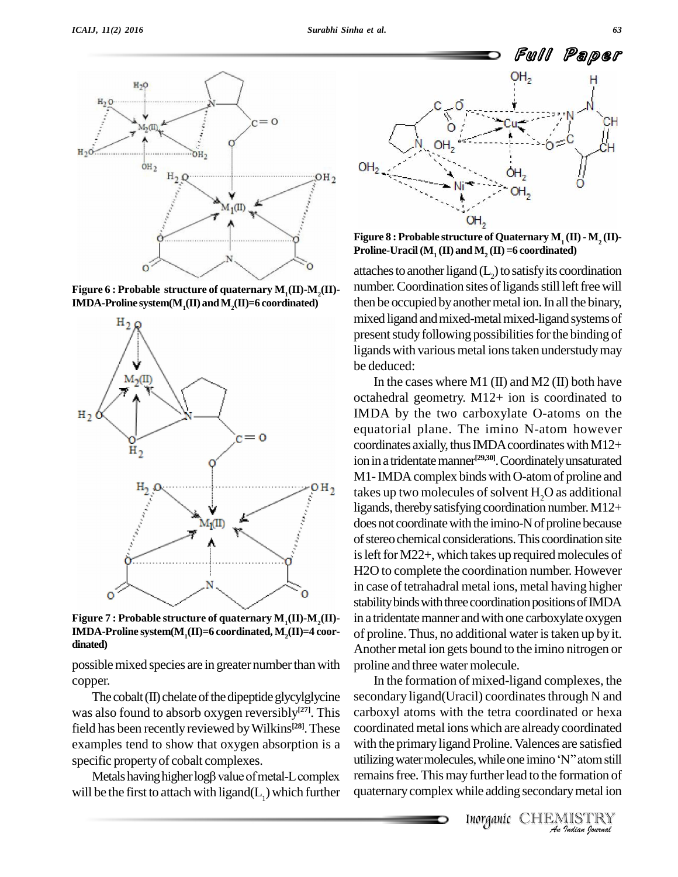Figure 6 : Probable structure of quaternary $M_1$(II)-$M_2$(II)-IMDA-Proline system($M_1$(II) and $M_2$(II)=6 coordinated)

Figure 7 : Probable structure of quaternary $M_1$(II)-$M_2$(II)-IMDA-Proline system($M_1$(II)=6 coordinated, $M_2$(II)=4 coordinated)

possible mixed species are in greater number than with copper.

The cobalt (II) chelate of the dipeptide glycylglycine was also found to absorb oxygen reversibly[27]. This field has been recently reviewed by Wilkins[28]. These examples tend to show that oxygen absorption is a specific property of cobalt complexes.

Metals having higher logβ value of metal-L complex will be the first to attach with ligand($L_1$) which further

Figure 8 : Probable structure of Quaternary $M_1$ (II) - $M_2$ (II)-Proline-Uracil ($M_1$ (II) and $M_2$ (II) =6 coordinated)

attaches to another ligand ($L_2$) to satisfy its coordination number. Coordination sites of ligands still left free will then be occupied by another metal ion. In all the binary, mixed ligand and mixed-metal mixed-ligand systems of present study following possibilities for the binding of ligands with various metal ions taken understudy may be deduced:

In the cases where M1 (II) and M2 (II) both have octahedral geometry. M12+ ion is coordinated to IMDA by the two carboxylate O-atoms on the equatorial plane. The imino N-atom however coordinates axially, thus IMDA coordinates with M12+ ion in a tridentate manner[29,30]. Coordinately unsaturated M1- IMDA complex binds with O-atom of proline and takes up two molecules of solvent $H_2O$ as additional ligands, thereby satisfying coordination number. M12+ does not coordinate with the imino-N of proline because of stereo chemical considerations. This coordination site is left for M22+, which takes up required molecules of H2O to complete the coordination number. However in case of tetrahadral metal ions, metal having higher stability binds with three coordination positions of IMDA in a tridentate manner and with one carboxylate oxygen of proline. Thus, no additional water is taken up by it. Another metal ion gets bound to the imino nitrogen or proline and three water molecule.

In the formation of mixed-ligand complexes, the secondary ligand(Uracil) coordinates through N and carboxyl atoms with the tetra coordinated or hexa coordinated metal ions which are already coordinated with the primary ligand Proline. Valences are satisfied utilizing water molecules, while one imino 'N" atom still remains free. This may further lead to the formation of quaternary complex while adding secondary metal ion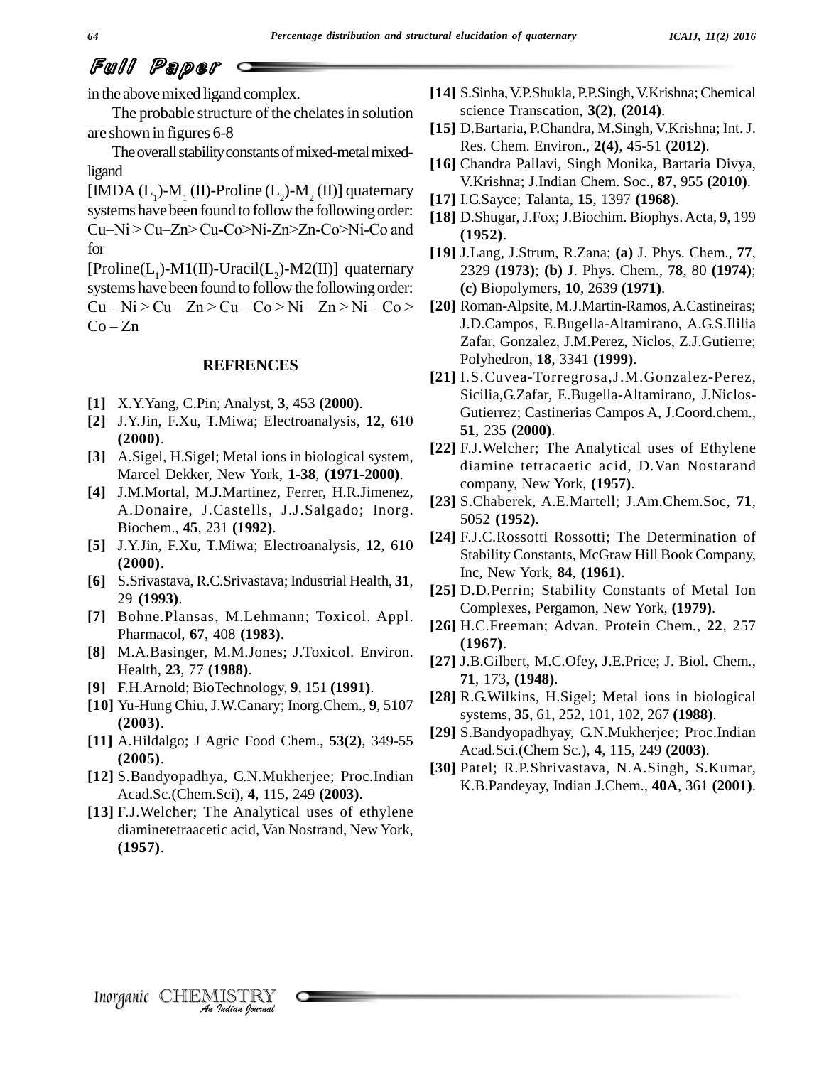in the above mixed ligand complex.

The probable structure of the chelates in solution are shown in figures 6-8

The overall stability constants of mixed-metal mixed-ligand

[IMDA ($L_1$)-$M_1$ (II)-Proline ($L_2$)-$M_2$ (II)] quaternary systems have been found to follow the following order: Cu–Ni > Cu–Zn> Cu-Co>Ni-Zn>Zn-Co>Ni-Co and for

[Proline($L_1$)-M1(II)-Uracil($L_2$)-M2(II)] quaternary systems have been found to follow the following order: Cu – Ni > Cu – Zn > Cu – Co > Ni – Zn > Ni – Co > Co – Zn

## REFRENCES

**[1]** X.Y.Yang, C.Pin; Analyst, **3**, 453 **(2000)**.

**[2]** J.Y.Jin, F.Xu, T.Miwa; Electroanalysis, **12**, 610 **(2000)**.

**[3]** A.Sigel, H.Sigel; Metal ions in biological system, Marcel Dekker, New York, **1-38**, **(1971-2000)**.

**[4]** J.M.Mortal, M.J.Martinez, Ferrer, H.R.Jimenez, A.Donaire, J.Castells, J.J.Salgado; Inorg. Biochem., **45**, 231 **(1992)**.

**[5]** J.Y.Jin, F.Xu, T.Miwa; Electroanalysis, **12**, 610 **(2000)**.

**[6]** S.Srivastava, R.C.Srivastava; Industrial Health, **31**, 29 **(1993)**.

**[7]** Bohne.Plansas, M.Lehmann; Toxicol. Appl. Pharmacol, **67**, 408 **(1983)**.

**[8]** M.A.Basinger, M.M.Jones; J.Toxicol. Environ. Health, **23**, 77 **(1988)**.

**[9]** F.H.Arnold; BioTechnology, **9**, 151 **(1991)**.

**[10]** Yu-Hung Chiu, J.W.Canary; Inorg.Chem., **9**, 5107 **(2003)**.

**[11]** A.Hildalgo; J Agric Food Chem., **53(2)**, 349-55 **(2005)**.

**[12]** S.Bandyopadhya, G.N.Mukherjee; Proc.Indian Acad.Sc.(Chem.Sci), **4**, 115, 249 **(2003)**.

**[13]** F.J.Welcher; The Analytical uses of ethylene diaminetetraacetic acid, Van Nostrand, New York, **(1957)**.

**[14]** S.Sinha, V.P.Shukla, P.P.Singh, V.Krishna; Chemical science Transcation, **3(2)**, **(2014)**.

**[15]** D.Bartaria, P.Chandra, M.Singh, V.Krishna; Int. J. Res. Chem. Environ., **2(4)**, 45-51 **(2012)**.

**[16]** Chandra Pallavi, Singh Monika, Bartaria Divya, V.Krishna; J.Indian Chem. Soc., **87**, 955 **(2010)**.

**[17]** I.G.Sayce; Talanta, **15**, 1397 **(1968)**.

**[18]** D.Shugar, J.Fox; J.Biochim. Biophys. Acta, **9**, 199 **(1952)**.

**[19]** J.Lang, J.Strum, R.Zana; **(a)** J. Phys. Chem., **77**, 2329 **(1973)**; **(b)** J. Phys. Chem., **78**, 80 **(1974)**; **(c)** Biopolymers, **10**, 2639 **(1971)**.

**[20]** Roman-Alpsite, M.J.Martin-Ramos, A.Castineiras; J.D.Campos, E.Bugella-Altamirano, A.G.S.Ililia Zafar, Gonzalez, J.M.Perez, Niclos, Z.J.Gutierre; Polyhedron, **18**, 3341 **(1999)**.

**[21]** I.S.Cuvea-Torregrosa, J.M.Gonzalez-Perez, Sicilia, G.Zafar, E.Bugella-Altamirano, J.Niclos-Gutierrez; Castinerias Campos A, J.Coord.chem., **51**, 235 **(2000)**.

**[22]** F.J.Welcher; The Analytical uses of Ethylene diamine tetracaetic acid, D.Van Nostarand company, New York, **(1957)**.

**[23]** S.Chaberek, A.E.Martell; J.Am.Chem.Soc, **71**, 5052 **(1952)**.

**[24]** F.J.C.Rossotti Rossotti; The Determination of Stability Constants, McGraw Hill Book Company, Inc, New York, **84**, **(1961)**.

**[25]** D.D.Perrin; Stability Constants of Metal Ion Complexes, Pergamon, New York, **(1979)**.

**[26]** H.C.Freeman; Advan. Protein Chem., **22**, 257 **(1967)**.

**[27]** J.B.Gilbert, M.C.Ofey, J.E.Price; J. Biol. Chem., **71**, 173, **(1948)**.

**[28]** R.G.Wilkins, H.Sigel; Metal ions in biological systems, **35**, 61, 252, 101, 102, 267 **(1988)**.

**[29]** S.Bandyopadhyay, G.N.Mukherjee; Proc.Indian Acad.Sci.(Chem Sc.), **4**, 115, 249 **(2003)**.

**[30]** Patel; R.P.Shrivastava, N.A.Singh, S.Kumar, K.B.Pandeyay, Indian J.Chem., **40A**, 361 **(2001)**.